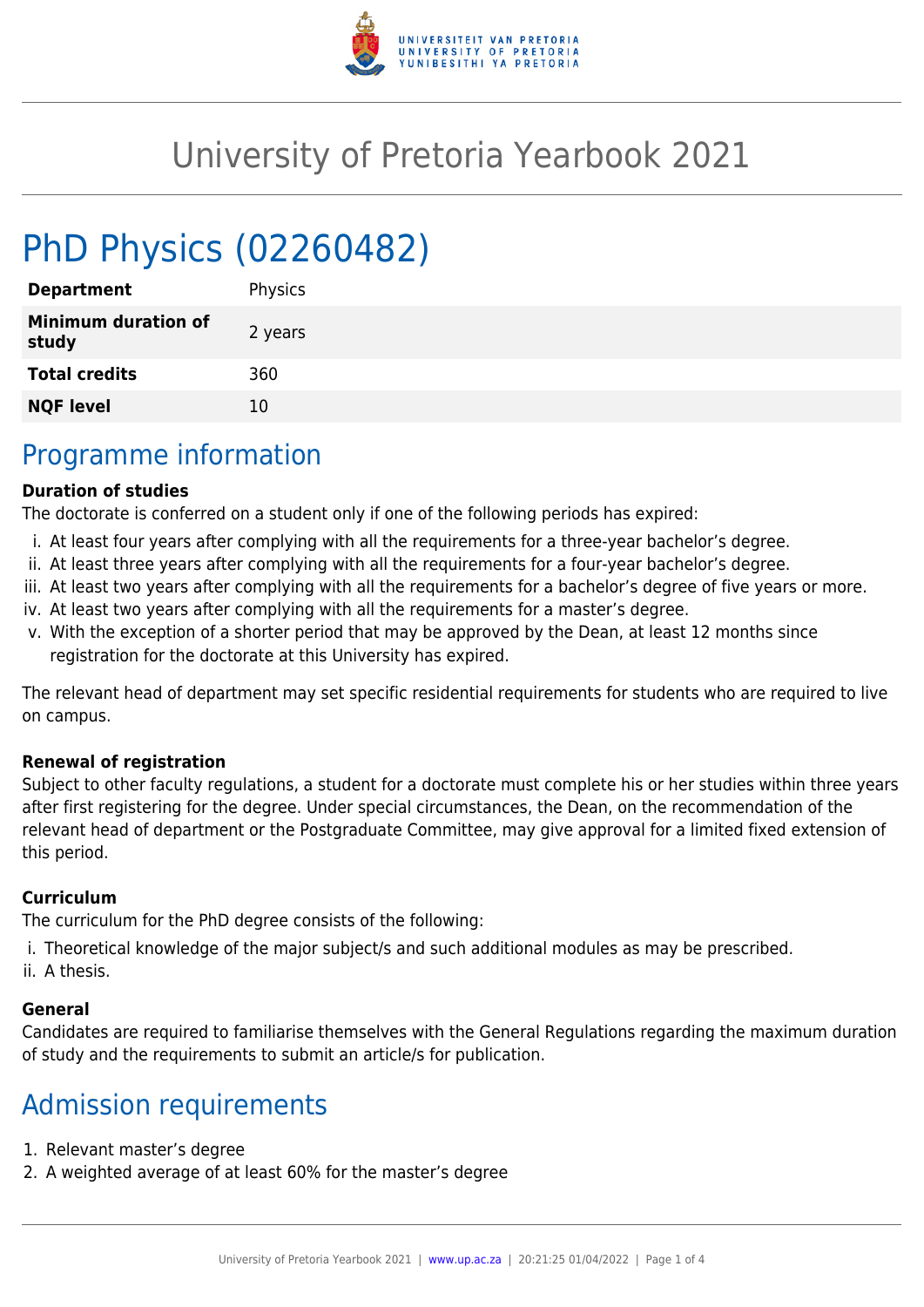# University of Pretoria Yearbook 2021

# PhD Physics (02260482)

| | |
|---|---|
| **Department** | Physics |
| **Minimum duration of study** | 2 years |
| **Total credits** | 360 |
| **NQF level** | 10 |

## Programme information

**Duration of studies**

The doctorate is conferred on a student only if one of the following periods has expired:

i. At least four years after complying with all the requirements for a three-year bachelor's degree.
ii. At least three years after complying with all the requirements for a four-year bachelor's degree.
iii. At least two years after complying with all the requirements for a bachelor's degree of five years or more.
iv. At least two years after complying with all the requirements for a master's degree.
v. With the exception of a shorter period that may be approved by the Dean, at least 12 months since registration for the doctorate at this University has expired.

The relevant head of department may set specific residential requirements for students who are required to live on campus.

**Renewal of registration**

Subject to other faculty regulations, a student for a doctorate must complete his or her studies within three years after first registering for the degree. Under special circumstances, the Dean, on the recommendation of the relevant head of department or the Postgraduate Committee, may give approval for a limited fixed extension of this period.

**Curriculum**

The curriculum for the PhD degree consists of the following:

i. Theoretical knowledge of the major subject/s and such additional modules as may be prescribed.
ii. A thesis.

**General**

Candidates are required to familiarise themselves with the General Regulations regarding the maximum duration of study and the requirements to submit an article/s for publication.

## Admission requirements

1. Relevant master's degree
2. A weighted average of at least 60% for the master's degree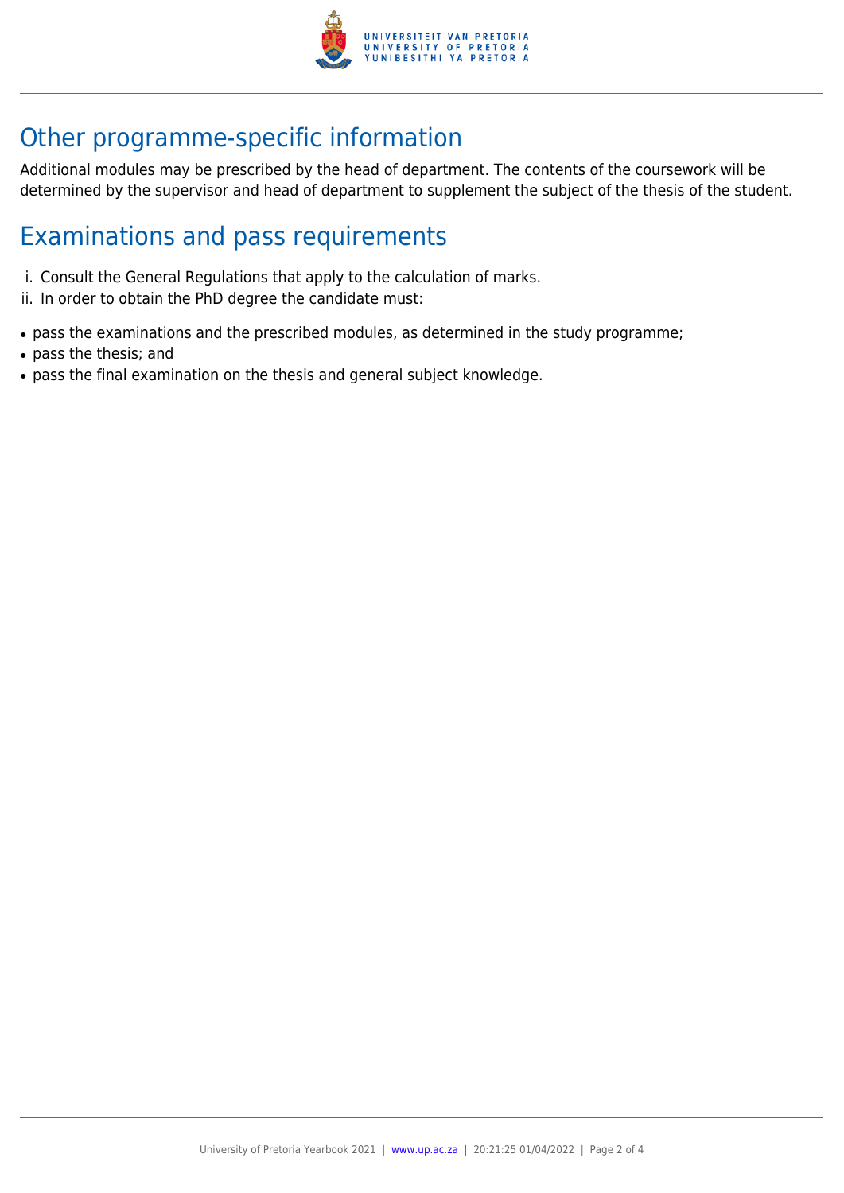## Other programme-specific information

Additional modules may be prescribed by the head of department. The contents of the coursework will be determined by the supervisor and head of department to supplement the subject of the thesis of the student.

## Examinations and pass requirements

i. Consult the General Regulations that apply to the calculation of marks.
ii. In order to obtain the PhD degree the candidate must:

- pass the examinations and the prescribed modules, as determined in the study programme;
- pass the thesis; and
- pass the final examination on the thesis and general subject knowledge.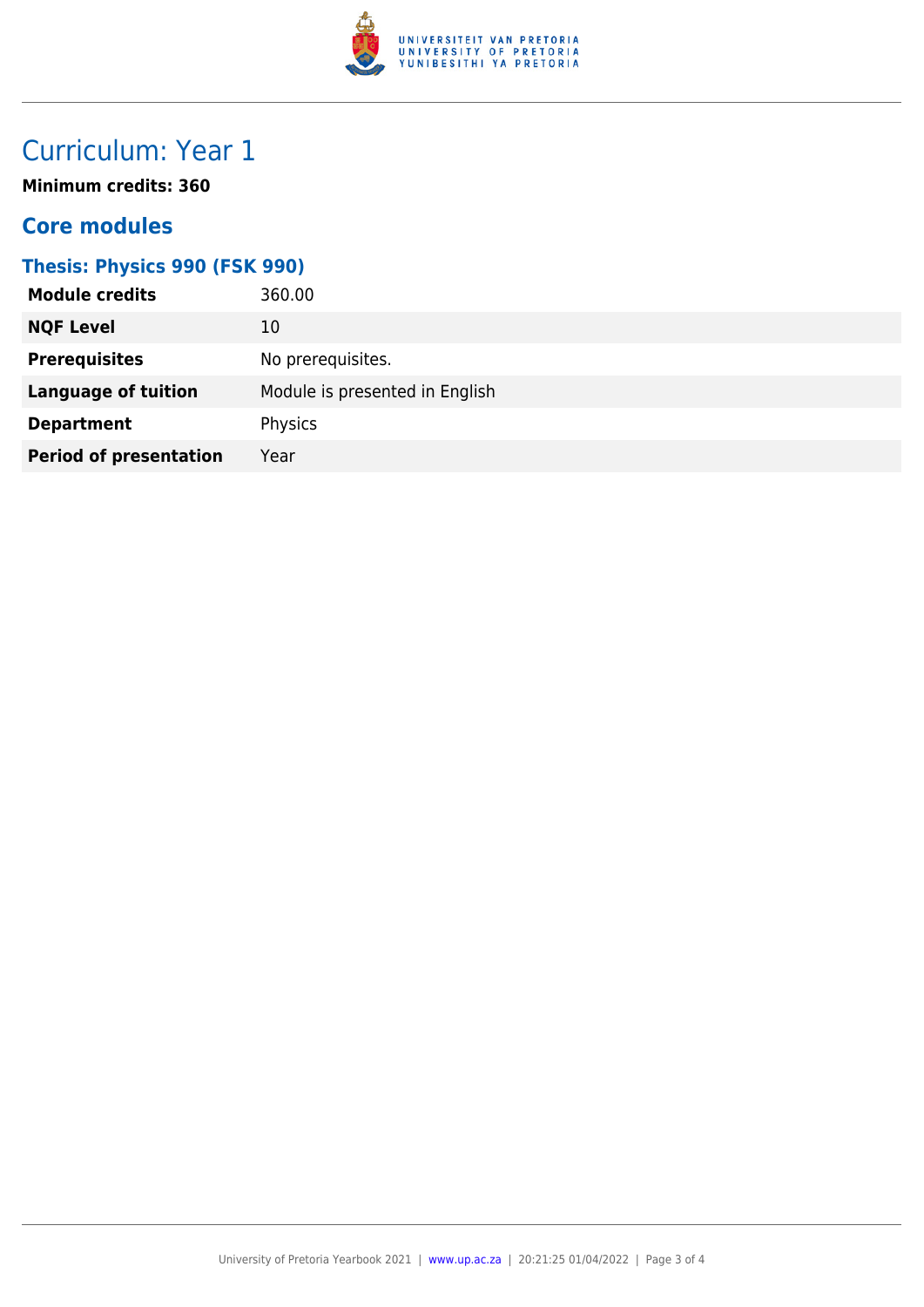# Curriculum: Year 1

**Minimum credits: 360**

## Core modules

### Thesis: Physics 990 (FSK 990)

| | |
|---|---|
| **Module credits** | 360.00 |
| **NQF Level** | 10 |
| **Prerequisites** | No prerequisites. |
| **Language of tuition** | Module is presented in English |
| **Department** | Physics |
| **Period of presentation** | Year |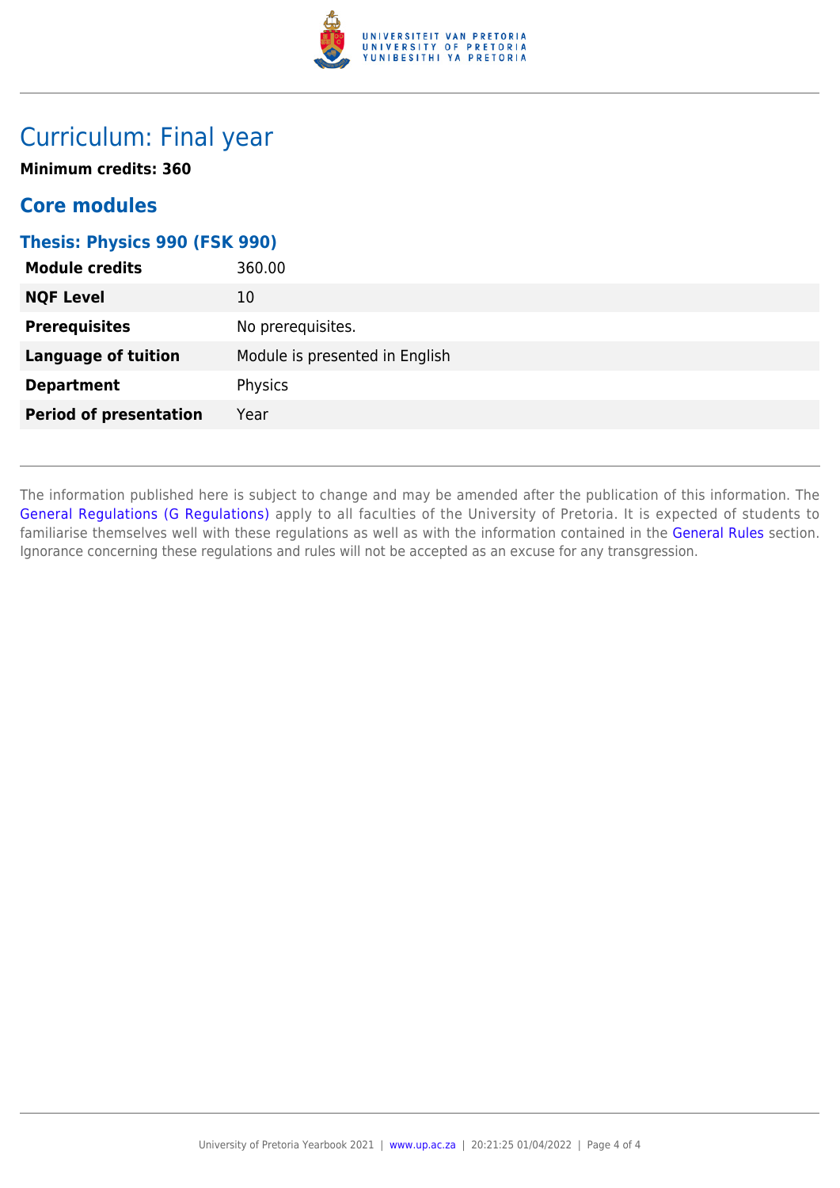# Curriculum: Final year

**Minimum credits: 360**

## Core modules

### Thesis: Physics 990 (FSK 990)

| | |
|---|---|
| **Module credits** | 360.00 |
| **NQF Level** | 10 |
| **Prerequisites** | No prerequisites. |
| **Language of tuition** | Module is presented in English |
| **Department** | Physics |
| **Period of presentation** | Year |

The information published here is subject to change and may be amended after the publication of this information. The General Regulations (G Regulations) apply to all faculties of the University of Pretoria. It is expected of students to familiarise themselves well with these regulations as well as with the information contained in the General Rules section. Ignorance concerning these regulations and rules will not be accepted as an excuse for any transgression.